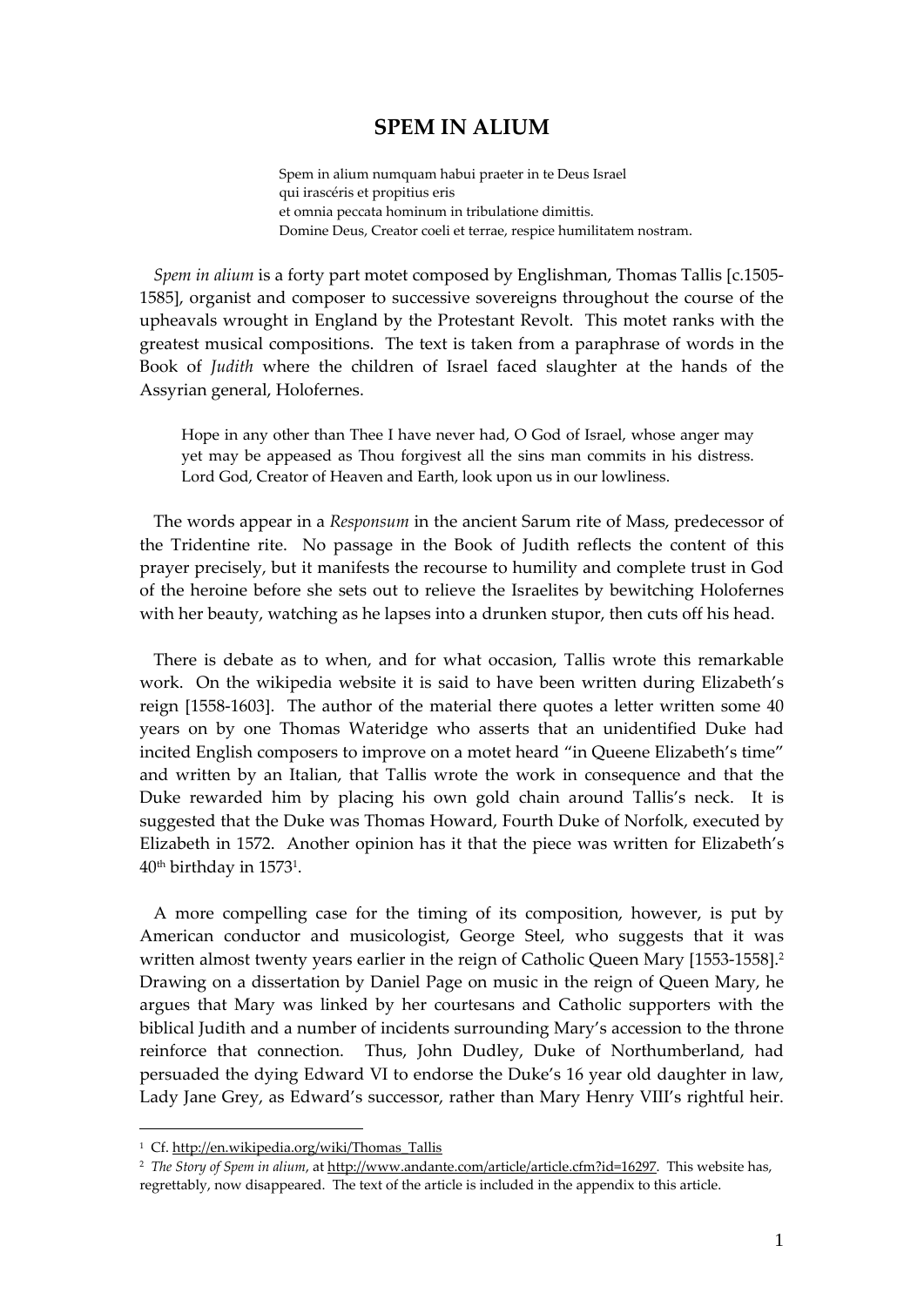# SPEM IN ALIUM

> Spem in alium numquam habui praeter in te Deus Israel
> qui irascéris et propitius eris
> et omnia peccata hominum in tribulatione dimittis.
> Domine Deus, Creator coeli et terrae, respice humilitatem nostram.

*Spem in alium* is a forty part motet composed by Englishman, Thomas Tallis [c.1505-1585], organist and composer to successive sovereigns throughout the course of the upheavals wrought in England by the Protestant Revolt. This motet ranks with the greatest musical compositions. The text is taken from a paraphrase of words in the Book of *Judith* where the children of Israel faced slaughter at the hands of the Assyrian general, Holofernes.

> Hope in any other than Thee I have never had, O God of Israel, whose anger may yet may be appeased as Thou forgivest all the sins man commits in his distress. Lord God, Creator of Heaven and Earth, look upon us in our lowliness.

The words appear in a *Responsum* in the ancient Sarum rite of Mass, predecessor of the Tridentine rite. No passage in the Book of Judith reflects the content of this prayer precisely, but it manifests the recourse to humility and complete trust in God of the heroine before she sets out to relieve the Israelites by bewitching Holofernes with her beauty, watching as he lapses into a drunken stupor, then cuts off his head.

There is debate as to when, and for what occasion, Tallis wrote this remarkable work. On the wikipedia website it is said to have been written during Elizabeth's reign [1558-1603]. The author of the material there quotes a letter written some 40 years on by one Thomas Wateridge who asserts that an unidentified Duke had incited English composers to improve on a motet heard "in Queene Elizabeth's time" and written by an Italian, that Tallis wrote the work in consequence and that the Duke rewarded him by placing his own gold chain around Tallis's neck. It is suggested that the Duke was Thomas Howard, Fourth Duke of Norfolk, executed by Elizabeth in 1572. Another opinion has it that the piece was written for Elizabeth's 40th birthday in 1573[1].

A more compelling case for the timing of its composition, however, is put by American conductor and musicologist, George Steel, who suggests that it was written almost twenty years earlier in the reign of Catholic Queen Mary [1553-1558].[2] Drawing on a dissertation by Daniel Page on music in the reign of Queen Mary, he argues that Mary was linked by her courtesans and Catholic supporters with the biblical Judith and a number of incidents surrounding Mary's accession to the throne reinforce that connection. Thus, John Dudley, Duke of Northumberland, had persuaded the dying Edward VI to endorse the Duke's 16 year old daughter in law, Lady Jane Grey, as Edward's successor, rather than Mary Henry VIII's rightful heir.

---

[1] Cf. http://en.wikipedia.org/wiki/Thomas_Tallis

[2] *The Story of Spem in alium*, at http://www.andante.com/article/article.cfm?id=16297. This website has, regrettably, now disappeared. The text of the article is included in the appendix to this article.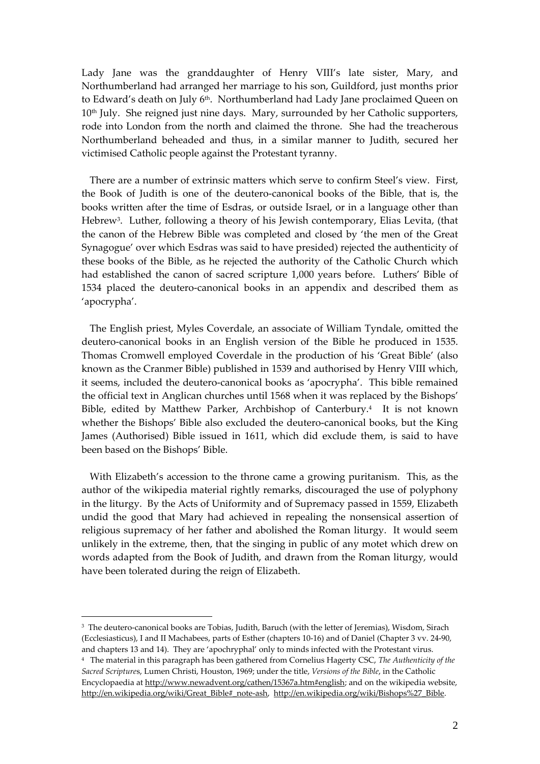Lady Jane was the granddaughter of Henry VIII's late sister, Mary, and Northumberland had arranged her marriage to his son, Guildford, just months prior to Edward's death on July 6th. Northumberland had Lady Jane proclaimed Queen on 10th July. She reigned just nine days. Mary, surrounded by her Catholic supporters, rode into London from the north and claimed the throne. She had the treacherous Northumberland beheaded and thus, in a similar manner to Judith, secured her victimised Catholic people against the Protestant tyranny.

There are a number of extrinsic matters which serve to confirm Steel's view. First, the Book of Judith is one of the deutero-canonical books of the Bible, that is, the books written after the time of Esdras, or outside Israel, or in a language other than Hebrew[3]. Luther, following a theory of his Jewish contemporary, Elias Levita, (that the canon of the Hebrew Bible was completed and closed by 'the men of the Great Synagogue' over which Esdras was said to have presided) rejected the authenticity of these books of the Bible, as he rejected the authority of the Catholic Church which had established the canon of sacred scripture 1,000 years before. Luthers' Bible of 1534 placed the deutero-canonical books in an appendix and described them as 'apocrypha'.

The English priest, Myles Coverdale, an associate of William Tyndale, omitted the deutero-canonical books in an English version of the Bible he produced in 1535. Thomas Cromwell employed Coverdale in the production of his 'Great Bible' (also known as the Cranmer Bible) published in 1539 and authorised by Henry VIII which, it seems, included the deutero-canonical books as 'apocrypha'. This bible remained the official text in Anglican churches until 1568 when it was replaced by the Bishops' Bible, edited by Matthew Parker, Archbishop of Canterbury.[4] It is not known whether the Bishops' Bible also excluded the deutero-canonical books, but the King James (Authorised) Bible issued in 1611, which did exclude them, is said to have been based on the Bishops' Bible.

With Elizabeth's accession to the throne came a growing puritanism. This, as the author of the wikipedia material rightly remarks, discouraged the use of polyphony in the liturgy. By the Acts of Uniformity and of Supremacy passed in 1559, Elizabeth undid the good that Mary had achieved in repealing the nonsensical assertion of religious supremacy of her father and abolished the Roman liturgy. It would seem unlikely in the extreme, then, that the singing in public of any motet which drew on words adapted from the Book of Judith, and drawn from the Roman liturgy, would have been tolerated during the reign of Elizabeth.

---

[3] The deutero-canonical books are Tobias, Judith, Baruch (with the letter of Jeremias), Wisdom, Sirach (Ecclesiasticus), I and II Machabees, parts of Esther (chapters 10-16) and of Daniel (Chapter 3 vv. 24-90, and chapters 13 and 14). They are 'apochryphal' only to minds infected with the Protestant virus.

[4] The material in this paragraph has been gathered from Cornelius Hagerty CSC, *The Authenticity of the Sacred Scriptures*, Lumen Christi, Houston, 1969; under the title, *Versions of the Bible*, in the Catholic Encyclopaedia at http://www.newadvent.org/cathen/15367a.htm#english; and on the wikipedia website, http://en.wikipedia.org/wiki/Great_Bible#_note-ash, http://en.wikipedia.org/wiki/Bishops%27_Bible.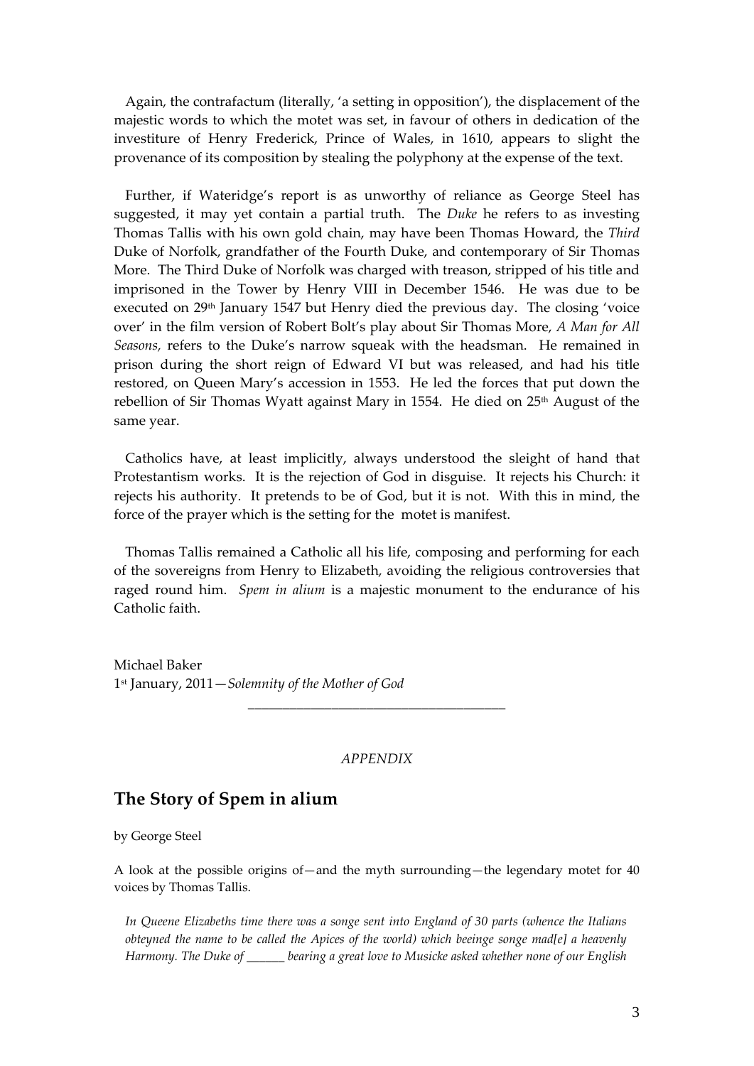Again, the contrafactum (literally, 'a setting in opposition'), the displacement of the majestic words to which the motet was set, in favour of others in dedication of the investiture of Henry Frederick, Prince of Wales, in 1610, appears to slight the provenance of its composition by stealing the polyphony at the expense of the text.

Further, if Wateridge's report is as unworthy of reliance as George Steel has suggested, it may yet contain a partial truth. The *Duke* he refers to as investing Thomas Tallis with his own gold chain, may have been Thomas Howard, the *Third* Duke of Norfolk, grandfather of the Fourth Duke, and contemporary of Sir Thomas More. The Third Duke of Norfolk was charged with treason, stripped of his title and imprisoned in the Tower by Henry VIII in December 1546. He was due to be executed on 29th January 1547 but Henry died the previous day. The closing 'voice over' in the film version of Robert Bolt's play about Sir Thomas More, *A Man for All Seasons*, refers to the Duke's narrow squeak with the headsman. He remained in prison during the short reign of Edward VI but was released, and had his title restored, on Queen Mary's accession in 1553. He led the forces that put down the rebellion of Sir Thomas Wyatt against Mary in 1554. He died on 25th August of the same year.

Catholics have, at least implicitly, always understood the sleight of hand that Protestantism works. It is the rejection of God in disguise. It rejects his Church: it rejects his authority. It pretends to be of God, but it is not. With this in mind, the force of the prayer which is the setting for the motet is manifest.

Thomas Tallis remained a Catholic all his life, composing and performing for each of the sovereigns from Henry to Elizabeth, avoiding the religious controversies that raged round him. *Spem in alium* is a majestic monument to the endurance of his Catholic faith.

Michael Baker
1st January, 2011—*Solemnity of the Mother of God*

---

*APPENDIX*

## The Story of Spem in alium

by George Steel

A look at the possible origins of—and the myth surrounding—the legendary motet for 40 voices by Thomas Tallis.

> *In Queene Elizabeths time there was a songe sent into England of 30 parts (whence the Italians obteyned the name to be called the Apices of the world) which beeinge songe mad[e] a heavenly Harmony. The Duke of ______ bearing a great love to Musicke asked whether none of our English*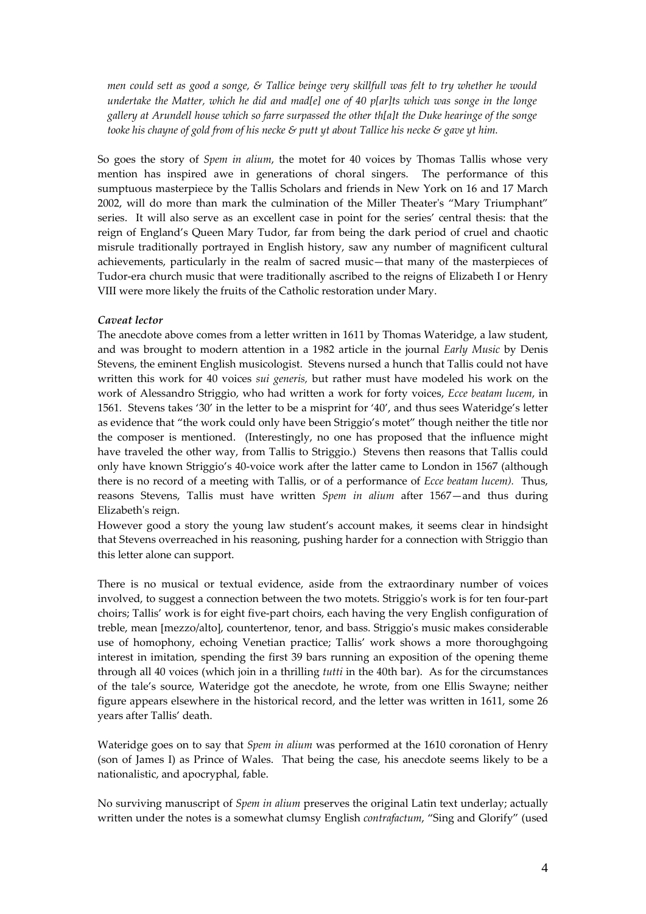*men could sett as good a songe, & Tallice beinge very skillfull was felt to try whether he would undertake the Matter, which he did and mad[e] one of 40 p[ar]ts which was songe in the longe gallery at Arundell house which so farre surpassed the other th[a]t the Duke hearinge of the songe tooke his chayne of gold from of his necke & putt yt about Tallice his necke & gave yt him.*

So goes the story of *Spem in alium*, the motet for 40 voices by Thomas Tallis whose very mention has inspired awe in generations of choral singers. The performance of this sumptuous masterpiece by the Tallis Scholars and friends in New York on 16 and 17 March 2002, will do more than mark the culmination of the Miller Theater's "Mary Triumphant" series. It will also serve as an excellent case in point for the series' central thesis: that the reign of England's Queen Mary Tudor, far from being the dark period of cruel and chaotic misrule traditionally portrayed in English history, saw any number of magnificent cultural achievements, particularly in the realm of sacred music—that many of the masterpieces of Tudor-era church music that were traditionally ascribed to the reigns of Elizabeth I or Henry VIII were more likely the fruits of the Catholic restoration under Mary.

***Caveat lector***

The anecdote above comes from a letter written in 1611 by Thomas Wateridge, a law student, and was brought to modern attention in a 1982 article in the journal *Early Music* by Denis Stevens, the eminent English musicologist. Stevens nursed a hunch that Tallis could not have written this work for 40 voices *sui generis,* but rather must have modeled his work on the work of Alessandro Striggio, who had written a work for forty voices, *Ecce beatam lucem*, in 1561. Stevens takes '30' in the letter to be a misprint for '40', and thus sees Wateridge's letter as evidence that "the work could only have been Striggio's motet" though neither the title nor the composer is mentioned. (Interestingly, no one has proposed that the influence might have traveled the other way, from Tallis to Striggio.) Stevens then reasons that Tallis could only have known Striggio's 40-voice work after the latter came to London in 1567 (although there is no record of a meeting with Tallis, or of a performance of *Ecce beatam lucem).* Thus, reasons Stevens, Tallis must have written *Spem in alium* after 1567—and thus during Elizabeth's reign.

However good a story the young law student's account makes, it seems clear in hindsight that Stevens overreached in his reasoning, pushing harder for a connection with Striggio than this letter alone can support.

There is no musical or textual evidence, aside from the extraordinary number of voices involved, to suggest a connection between the two motets. Striggio's work is for ten four-part choirs; Tallis' work is for eight five-part choirs, each having the very English configuration of treble, mean [mezzo/alto], countertenor, tenor, and bass. Striggio's music makes considerable use of homophony, echoing Venetian practice; Tallis' work shows a more thoroughgoing interest in imitation, spending the first 39 bars running an exposition of the opening theme through all 40 voices (which join in a thrilling *tutti* in the 40th bar). As for the circumstances of the tale's source, Wateridge got the anecdote, he wrote, from one Ellis Swayne; neither figure appears elsewhere in the historical record, and the letter was written in 1611, some 26 years after Tallis' death.

Wateridge goes on to say that *Spem in alium* was performed at the 1610 coronation of Henry (son of James I) as Prince of Wales. That being the case, his anecdote seems likely to be a nationalistic, and apocryphal, fable.

No surviving manuscript of *Spem in alium* preserves the original Latin text underlay; actually written under the notes is a somewhat clumsy English *contrafactum*, "Sing and Glorify" (used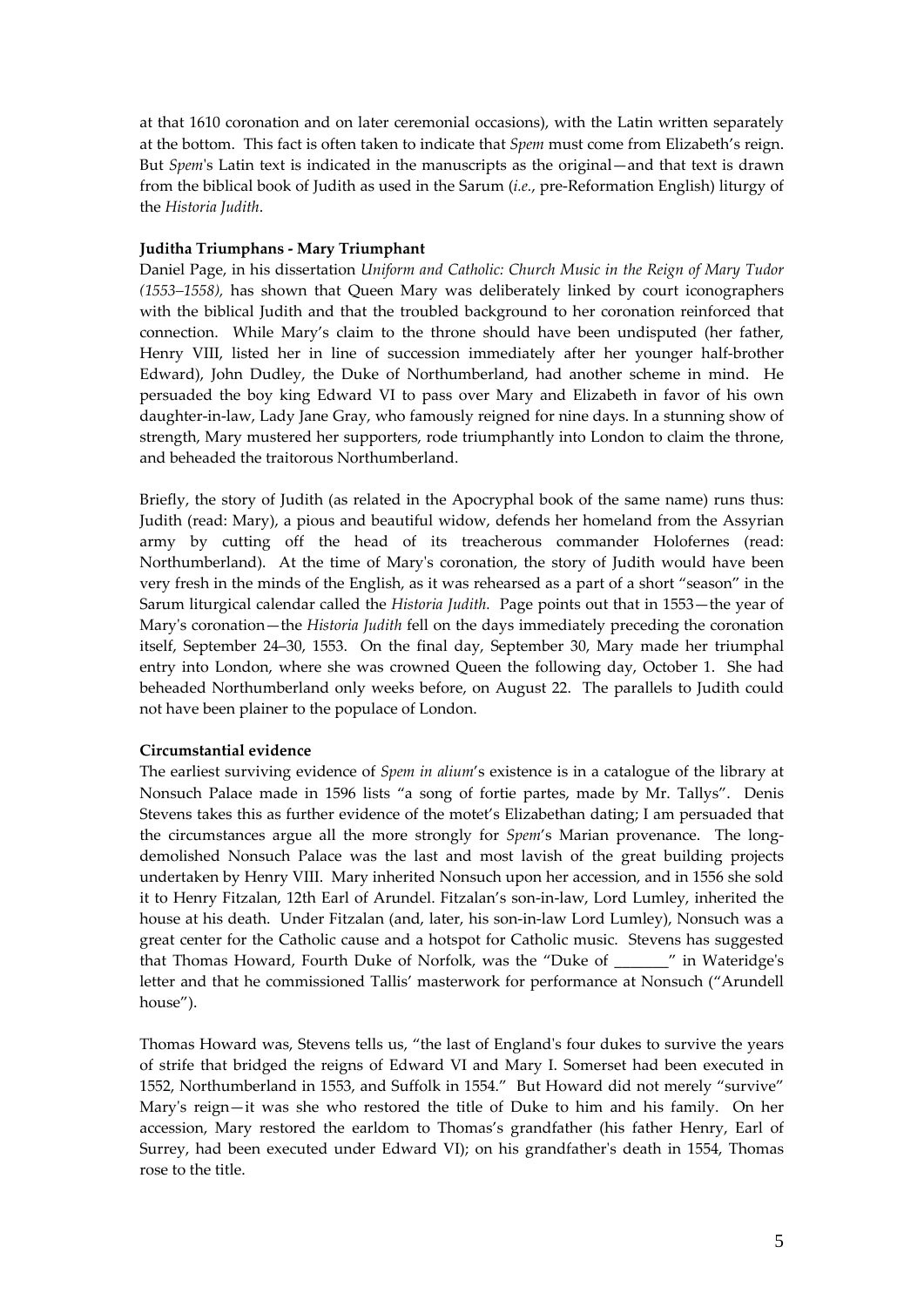at that 1610 coronation and on later ceremonial occasions), with the Latin written separately at the bottom. This fact is often taken to indicate that *Spem* must come from Elizabeth's reign. But *Spem*'s Latin text is indicated in the manuscripts as the original—and that text is drawn from the biblical book of Judith as used in the Sarum (*i.e.*, pre-Reformation English) liturgy of the *Historia Judith*.

**Juditha Triumphans - Mary Triumphant**

Daniel Page, in his dissertation *Uniform and Catholic: Church Music in the Reign of Mary Tudor (1553–1558),* has shown that Queen Mary was deliberately linked by court iconographers with the biblical Judith and that the troubled background to her coronation reinforced that connection. While Mary's claim to the throne should have been undisputed (her father, Henry VIII, listed her in line of succession immediately after her younger half-brother Edward), John Dudley, the Duke of Northumberland, had another scheme in mind. He persuaded the boy king Edward VI to pass over Mary and Elizabeth in favor of his own daughter-in-law, Lady Jane Gray, who famously reigned for nine days. In a stunning show of strength, Mary mustered her supporters, rode triumphantly into London to claim the throne, and beheaded the traitorous Northumberland.

Briefly, the story of Judith (as related in the Apocryphal book of the same name) runs thus: Judith (read: Mary), a pious and beautiful widow, defends her homeland from the Assyrian army by cutting off the head of its treacherous commander Holofernes (read: Northumberland). At the time of Mary's coronation, the story of Judith would have been very fresh in the minds of the English, as it was rehearsed as a part of a short "season" in the Sarum liturgical calendar called the *Historia Judith.* Page points out that in 1553—the year of Mary's coronation—the *Historia Judith* fell on the days immediately preceding the coronation itself, September 24–30, 1553. On the final day, September 30, Mary made her triumphal entry into London, where she was crowned Queen the following day, October 1. She had beheaded Northumberland only weeks before, on August 22. The parallels to Judith could not have been plainer to the populace of London.

**Circumstantial evidence**

The earliest surviving evidence of *Spem in alium*'s existence is in a catalogue of the library at Nonsuch Palace made in 1596 lists "a song of fortie partes, made by Mr. Tallys". Denis Stevens takes this as further evidence of the motet's Elizabethan dating; I am persuaded that the circumstances argue all the more strongly for *Spem*'s Marian provenance. The long-demolished Nonsuch Palace was the last and most lavish of the great building projects undertaken by Henry VIII. Mary inherited Nonsuch upon her accession, and in 1556 she sold it to Henry Fitzalan, 12th Earl of Arundel. Fitzalan's son-in-law, Lord Lumley, inherited the house at his death. Under Fitzalan (and, later, his son-in-law Lord Lumley), Nonsuch was a great center for the Catholic cause and a hotspot for Catholic music. Stevens has suggested that Thomas Howard, Fourth Duke of Norfolk, was the "Duke of _______" in Wateridge's letter and that he commissioned Tallis' masterwork for performance at Nonsuch ("Arundell house").

Thomas Howard was, Stevens tells us, "the last of England's four dukes to survive the years of strife that bridged the reigns of Edward VI and Mary I. Somerset had been executed in 1552, Northumberland in 1553, and Suffolk in 1554." But Howard did not merely "survive" Mary's reign—it was she who restored the title of Duke to him and his family. On her accession, Mary restored the earldom to Thomas's grandfather (his father Henry, Earl of Surrey, had been executed under Edward VI); on his grandfather's death in 1554, Thomas rose to the title.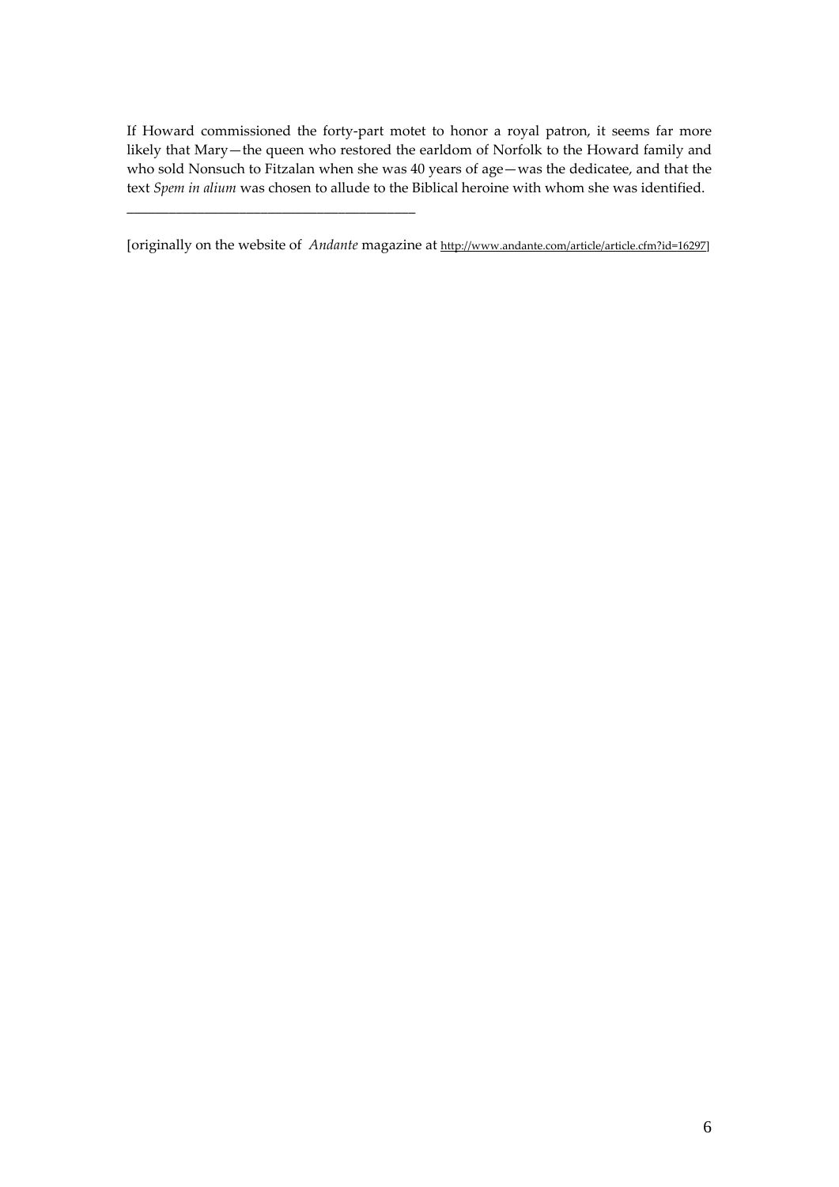If Howard commissioned the forty-part motet to honor a royal patron, it seems far more likely that Mary—the queen who restored the earldom of Norfolk to the Howard family and who sold Nonsuch to Fitzalan when she was 40 years of age—was the dedicatee, and that the text *Spem in alium* was chosen to allude to the Biblical heroine with whom she was identified.

---

[originally on the website of *Andante* magazine at http://www.andante.com/article/article.cfm?id=16297]